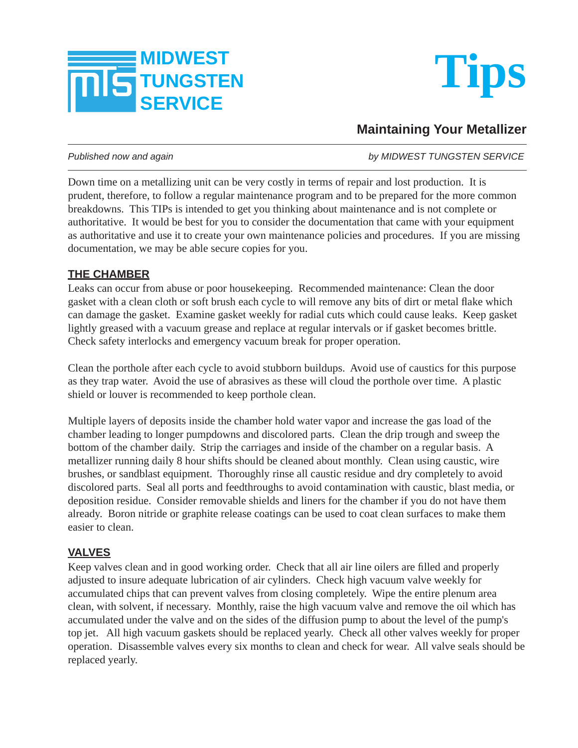MIDWEST TUNGSTEN SERVICE

# Tips

## Maintaining Your Metallizer

*Published now and again* — *by MIDWEST TUNGSTEN SERVICE*

---

Down time on a metallizing unit can be very costly in terms of repair and lost production. It is prudent, therefore, to follow a regular maintenance program and to be prepared for the more common breakdowns. This TIPs is intended to get you thinking about maintenance and is not complete or authoritative. It would be best for you to consider the documentation that came with your equipment as authoritative and use it to create your own maintenance policies and procedures. If you are missing documentation, we may be able secure copies for you.

### THE CHAMBER

Leaks can occur from abuse or poor housekeeping. Recommended maintenance: Clean the door gasket with a clean cloth or soft brush each cycle to will remove any bits of dirt or metal flake which can damage the gasket. Examine gasket weekly for radial cuts which could cause leaks. Keep gasket lightly greased with a vacuum grease and replace at regular intervals or if gasket becomes brittle. Check safety interlocks and emergency vacuum break for proper operation.

Clean the porthole after each cycle to avoid stubborn buildups. Avoid use of caustics for this purpose as they trap water. Avoid the use of abrasives as these will cloud the porthole over time. A plastic shield or louver is recommended to keep porthole clean.

Multiple layers of deposits inside the chamber hold water vapor and increase the gas load of the chamber leading to longer pumpdowns and discolored parts. Clean the drip trough and sweep the bottom of the chamber daily. Strip the carriages and inside of the chamber on a regular basis. A metallizer running daily 8 hour shifts should be cleaned about monthly. Clean using caustic, wire brushes, or sandblast equipment. Thoroughly rinse all caustic residue and dry completely to avoid discolored parts. Seal all ports and feedthroughs to avoid contamination with caustic, blast media, or deposition residue. Consider removable shields and liners for the chamber if you do not have them already. Boron nitride or graphite release coatings can be used to coat clean surfaces to make them easier to clean.

### VALVES

Keep valves clean and in good working order. Check that all air line oilers are filled and properly adjusted to insure adequate lubrication of air cylinders. Check high vacuum valve weekly for accumulated chips that can prevent valves from closing completely. Wipe the entire plenum area clean, with solvent, if necessary. Monthly, raise the high vacuum valve and remove the oil which has accumulated under the valve and on the sides of the diffusion pump to about the level of the pump's top jet. All high vacuum gaskets should be replaced yearly. Check all other valves weekly for proper operation. Disassemble valves every six months to clean and check for wear. All valve seals should be replaced yearly.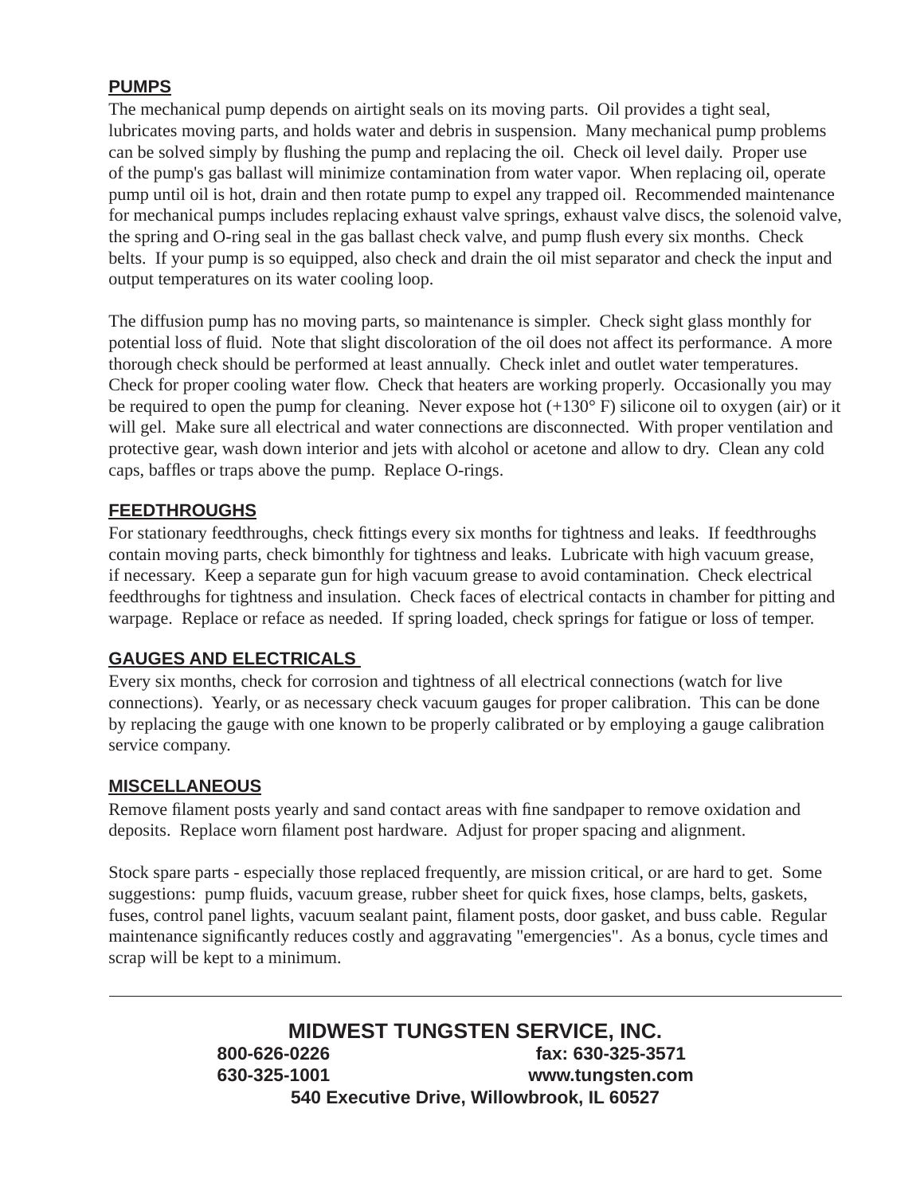## PUMPS

The mechanical pump depends on airtight seals on its moving parts. Oil provides a tight seal, lubricates moving parts, and holds water and debris in suspension. Many mechanical pump problems can be solved simply by flushing the pump and replacing the oil. Check oil level daily. Proper use of the pump's gas ballast will minimize contamination from water vapor. When replacing oil, operate pump until oil is hot, drain and then rotate pump to expel any trapped oil. Recommended maintenance for mechanical pumps includes replacing exhaust valve springs, exhaust valve discs, the solenoid valve, the spring and O-ring seal in the gas ballast check valve, and pump flush every six months. Check belts. If your pump is so equipped, also check and drain the oil mist separator and check the input and output temperatures on its water cooling loop.

The diffusion pump has no moving parts, so maintenance is simpler. Check sight glass monthly for potential loss of fluid. Note that slight discoloration of the oil does not affect its performance. A more thorough check should be performed at least annually. Check inlet and outlet water temperatures. Check for proper cooling water flow. Check that heaters are working properly. Occasionally you may be required to open the pump for cleaning. Never expose hot (+130° F) silicone oil to oxygen (air) or it will gel. Make sure all electrical and water connections are disconnected. With proper ventilation and protective gear, wash down interior and jets with alcohol or acetone and allow to dry. Clean any cold caps, baffles or traps above the pump. Replace O-rings.

## FEEDTHROUGHS

For stationary feedthroughs, check fittings every six months for tightness and leaks. If feedthroughs contain moving parts, check bimonthly for tightness and leaks. Lubricate with high vacuum grease, if necessary. Keep a separate gun for high vacuum grease to avoid contamination. Check electrical feedthroughs for tightness and insulation. Check faces of electrical contacts in chamber for pitting and warpage. Replace or reface as needed. If spring loaded, check springs for fatigue or loss of temper.

## GAUGES AND ELECTRICALS

Every six months, check for corrosion and tightness of all electrical connections (watch for live connections). Yearly, or as necessary check vacuum gauges for proper calibration. This can be done by replacing the gauge with one known to be properly calibrated or by employing a gauge calibration service company.

## MISCELLANEOUS

Remove filament posts yearly and sand contact areas with fine sandpaper to remove oxidation and deposits. Replace worn filament post hardware. Adjust for proper spacing and alignment.

Stock spare parts - especially those replaced frequently, are mission critical, or are hard to get. Some suggestions: pump fluids, vacuum grease, rubber sheet for quick fixes, hose clamps, belts, gaskets, fuses, control panel lights, vacuum sealant paint, filament posts, door gasket, and buss cable. Regular maintenance significantly reduces costly and aggravating "emergencies". As a bonus, cycle times and scrap will be kept to a minimum.

---

**MIDWEST TUNGSTEN SERVICE, INC.**

**800-626-0226** **fax: 630-325-3571**

**630-325-1001** **www.tungsten.com**

**540 Executive Drive, Willowbrook, IL 60527**